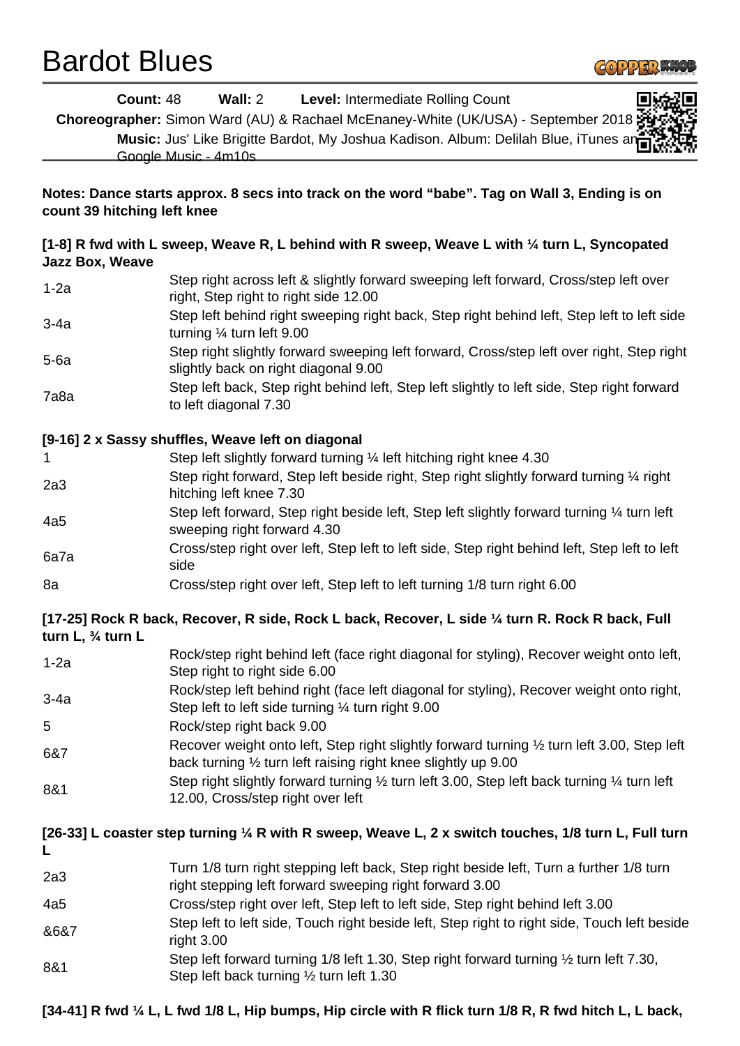# Bardot Blues

**Count:** 48 **Wall:** 2 **Level:** Intermediate Rolling Count

**Choreographer:** Simon Ward (AU) & Rachael McEnaney-White (UK/USA) - September 2018

**Music:** Jus' Like Brigitte Bardot, My Joshua Kadison. Album: Delilah Blue, iTunes and Google Music - 4m10s

**Notes: Dance starts approx. 8 secs into track on the word "babe". Tag on Wall 3, Ending is on count 39 hitching left knee**

**[1-8] R fwd with L sweep, Weave R, L behind with R sweep, Weave L with ¼ turn L, Syncopated Jazz Box, Weave**

| | |
|---|---|
| 1-2a | Step right across left & slightly forward sweeping left forward, Cross/step left over right, Step right to right side 12.00 |
| 3-4a | Step left behind right sweeping right back, Step right behind left, Step left to left side turning ¼ turn left 9.00 |
| 5-6a | Step right slightly forward sweeping left forward, Cross/step left over right, Step right slightly back on right diagonal 9.00 |
| 7a8a | Step left back, Step right behind left, Step left slightly to left side, Step right forward to left diagonal 7.30 |

**[9-16] 2 x Sassy shuffles, Weave left on diagonal**

| | |
|---|---|
| 1 | Step left slightly forward turning ¼ left hitching right knee 4.30 |
| 2a3 | Step right forward, Step left beside right, Step right slightly forward turning ¼ right hitching left knee 7.30 |
| 4a5 | Step left forward, Step right beside left, Step left slightly forward turning ¼ turn left sweeping right forward 4.30 |
| 6a7a | Cross/step right over left, Step left to left side, Step right behind left, Step left to left side |
| 8a | Cross/step right over left, Step left to left turning 1/8 turn right 6.00 |

**[17-25] Rock R back, Recover, R side, Rock L back, Recover, L side ¼ turn R. Rock R back, Full turn L, ¾ turn L**

| | |
|---|---|
| 1-2a | Rock/step right behind left (face right diagonal for styling), Recover weight onto left, Step right to right side 6.00 |
| 3-4a | Rock/step left behind right (face left diagonal for styling), Recover weight onto right, Step left to left side turning ¼ turn right 9.00 |
| 5 | Rock/step right back 9.00 |
| 6&7 | Recover weight onto left, Step right slightly forward turning ½ turn left 3.00, Step left back turning ½ turn left raising right knee slightly up 9.00 |
| 8&1 | Step right slightly forward turning ½ turn left 3.00, Step left back turning ¼ turn left 12.00, Cross/step right over left |

**[26-33] L coaster step turning ¼ R with R sweep, Weave L, 2 x switch touches, 1/8 turn L, Full turn L**

| | |
|---|---|
| 2a3 | Turn 1/8 turn right stepping left back, Step right beside left, Turn a further 1/8 turn right stepping left forward sweeping right forward 3.00 |
| 4a5 | Cross/step right over left, Step left to left side, Step right behind left 3.00 |
| &6&7 | Step left to left side, Touch right beside left, Step right to right side, Touch left beside right 3.00 |
| 8&1 | Step left forward turning 1/8 left 1.30, Step right forward turning ½ turn left 7.30, Step left back turning ½ turn left 1.30 |

**[34-41] R fwd ¼ L, L fwd 1/8 L, Hip bumps, Hip circle with R flick turn 1/8 R, R fwd hitch L, L back,**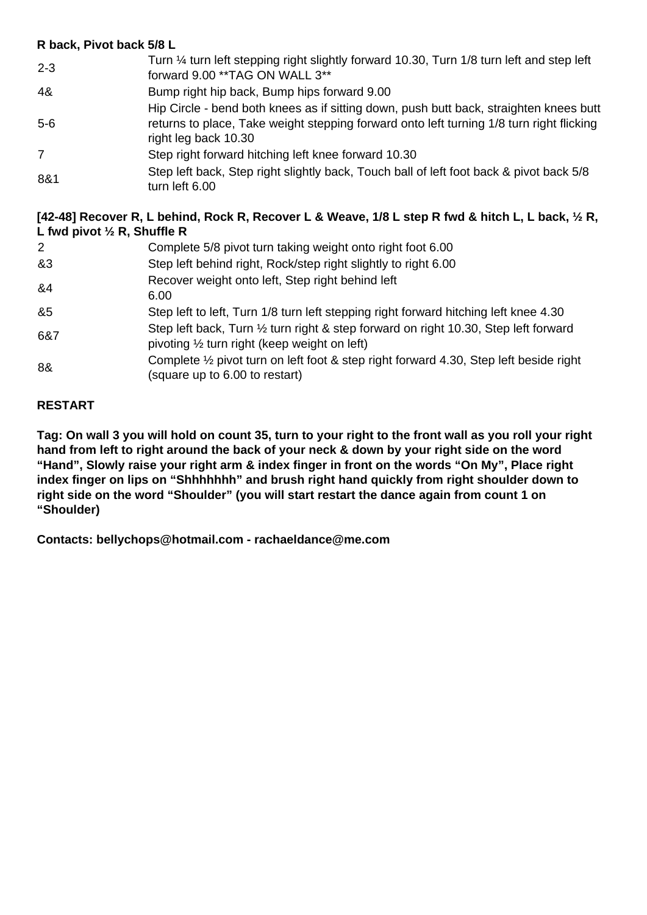**R back, Pivot back 5/8 L**

| | |
|---|---|
| 2-3 | Turn ¼ turn left stepping right slightly forward 10.30, Turn 1/8 turn left and step left forward 9.00 **TAG ON WALL 3** |
| 4& | Bump right hip back, Bump hips forward 9.00 |
| 5-6 | Hip Circle - bend both knees as if sitting down, push butt back, straighten knees butt returns to place, Take weight stepping forward onto left turning 1/8 turn right flicking right leg back 10.30 |
| 7 | Step right forward hitching left knee forward 10.30 |
| 8&1 | Step left back, Step right slightly back, Touch ball of left foot back & pivot back 5/8 turn left 6.00 |

**[42-48] Recover R, L behind, Rock R, Recover L & Weave, 1/8 L step R fwd & hitch L, L back, ½ R, L fwd pivot ½ R, Shuffle R**

| | |
|---|---|
| 2 | Complete 5/8 pivot turn taking weight onto right foot 6.00 |
| &3 | Step left behind right, Rock/step right slightly to right 6.00 |
| &4 | Recover weight onto left, Step right behind left 6.00 |
| &5 | Step left to left, Turn 1/8 turn left stepping right forward hitching left knee 4.30 |
| 6&7 | Step left back, Turn ½ turn right & step forward on right 10.30, Step left forward pivoting ½ turn right (keep weight on left) |
| 8& | Complete ½ pivot turn on left foot & step right forward 4.30, Step left beside right (square up to 6.00 to restart) |

**RESTART**

**Tag: On wall 3 you will hold on count 35, turn to your right to the front wall as you roll your right hand from left to right around the back of your neck & down by your right side on the word "Hand", Slowly raise your right arm & index finger in front on the words "On My", Place right index finger on lips on "Shhhhhhh" and brush right hand quickly from right shoulder down to right side on the word "Shoulder" (you will start restart the dance again from count 1 on "Shoulder)**

**Contacts: bellychops@hotmail.com - rachaeldance@me.com**